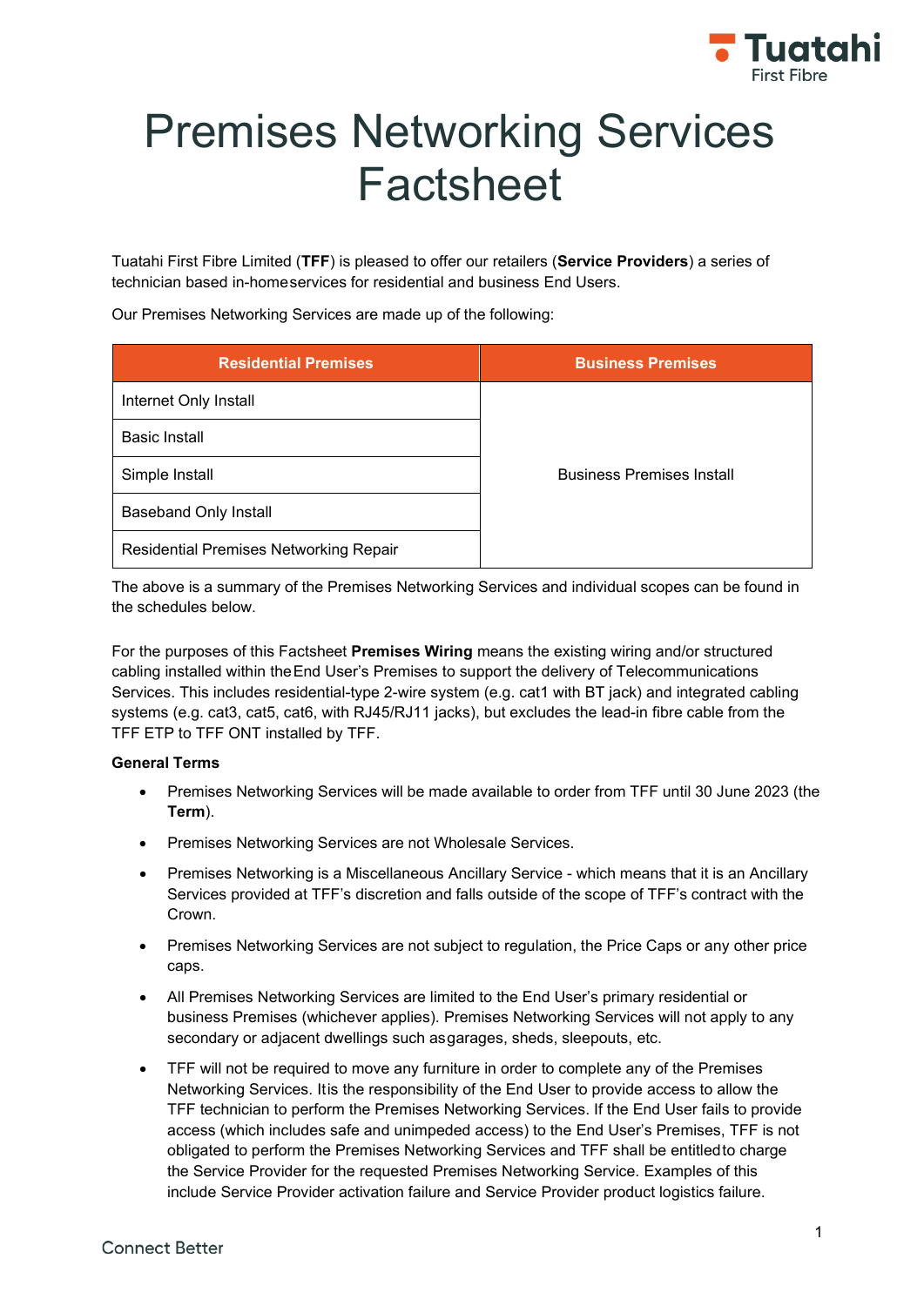# Premises Networking Services Factsheet

Tuatahi First Fibre Limited (**TFF**) is pleased to offer our retailers (**Service Providers**) a series of technician based in-home services for residential and business End Users.

Our Premises Networking Services are made up of the following:

| Residential Premises | Business Premises |
|---|---|
| Internet Only Install | Business Premises Install |
| Basic Install | |
| Simple Install | |
| Baseband Only Install | |
| Residential Premises Networking Repair | |

The above is a summary of the Premises Networking Services and individual scopes can be found in the schedules below.

For the purposes of this Factsheet **Premises Wiring** means the existing wiring and/or structured cabling installed within the End User's Premises to support the delivery of Telecommunications Services. This includes residential-type 2-wire system (e.g. cat1 with BT jack) and integrated cabling systems (e.g. cat3, cat5, cat6, with RJ45/RJ11 jacks), but excludes the lead-in fibre cable from the TFF ETP to TFF ONT installed by TFF.

**General Terms**

- Premises Networking Services will be made available to order from TFF until 30 June 2023 (the **Term**).
- Premises Networking Services are not Wholesale Services.
- Premises Networking is a Miscellaneous Ancillary Service - which means that it is an Ancillary Services provided at TFF's discretion and falls outside of the scope of TFF's contract with the Crown.
- Premises Networking Services are not subject to regulation, the Price Caps or any other price caps.
- All Premises Networking Services are limited to the End User's primary residential or business Premises (whichever applies). Premises Networking Services will not apply to any secondary or adjacent dwellings such as garages, sheds, sleepouts, etc.
- TFF will not be required to move any furniture in order to complete any of the Premises Networking Services. It is the responsibility of the End User to provide access to allow the TFF technician to perform the Premises Networking Services. If the End User fails to provide access (which includes safe and unimpeded access) to the End User's Premises, TFF is not obligated to perform the Premises Networking Services and TFF shall be entitled to charge the Service Provider for the requested Premises Networking Service. Examples of this include Service Provider activation failure and Service Provider product logistics failure.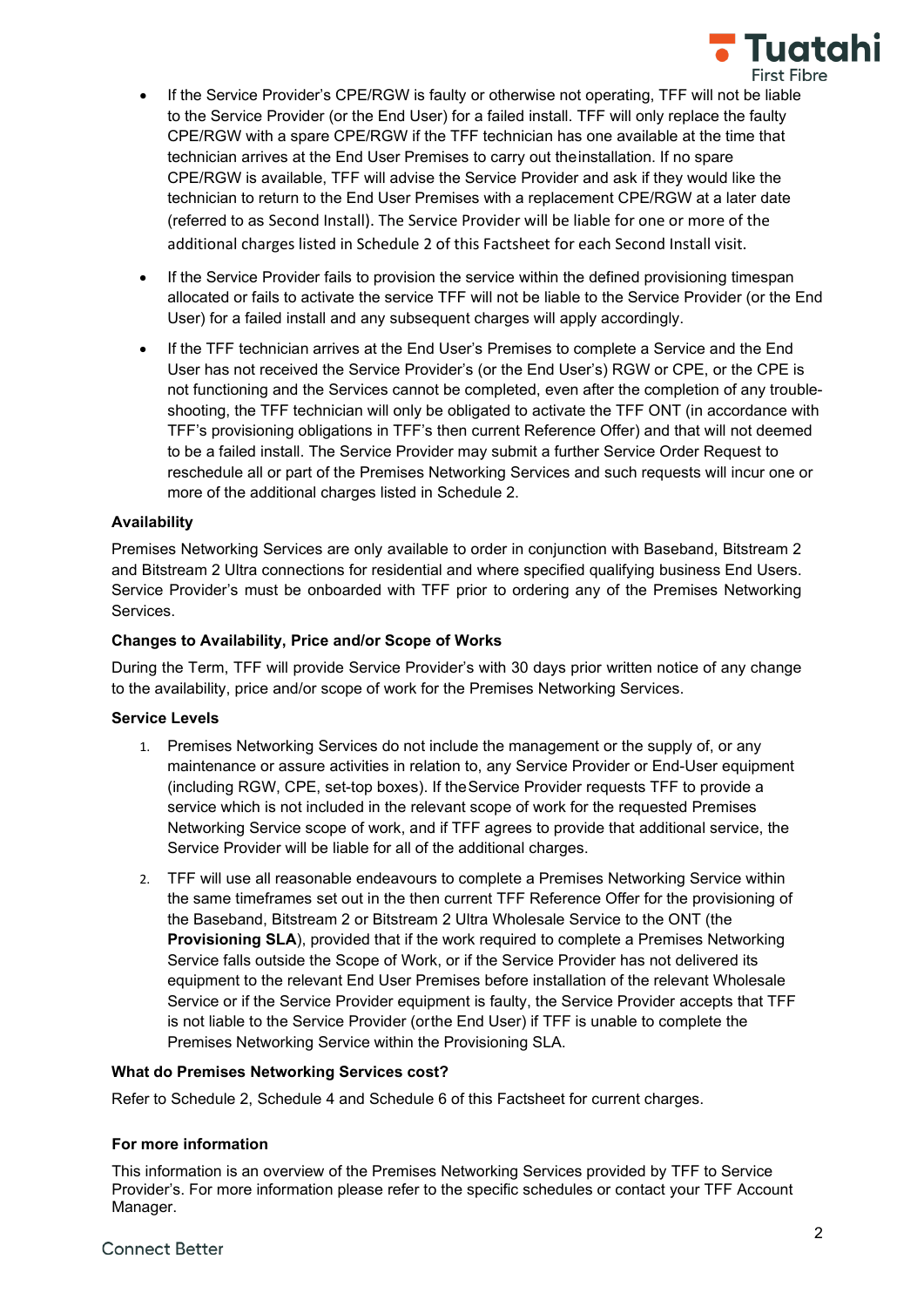- If the Service Provider's CPE/RGW is faulty or otherwise not operating, TFF will not be liable to the Service Provider (or the End User) for a failed install. TFF will only replace the faulty CPE/RGW with a spare CPE/RGW if the TFF technician has one available at the time that technician arrives at the End User Premises to carry out theinstallation. If no spare CPE/RGW is available, TFF will advise the Service Provider and ask if they would like the technician to return to the End User Premises with a replacement CPE/RGW at a later date (referred to as Second Install). The Service Provider will be liable for one or more of the additional charges listed in Schedule 2 of this Factsheet for each Second Install visit.
- If the Service Provider fails to provision the service within the defined provisioning timespan allocated or fails to activate the service TFF will not be liable to the Service Provider (or the End User) for a failed install and any subsequent charges will apply accordingly.
- If the TFF technician arrives at the End User's Premises to complete a Service and the End User has not received the Service Provider's (or the End User's) RGW or CPE, or the CPE is not functioning and the Services cannot be completed, even after the completion of any trouble-shooting, the TFF technician will only be obligated to activate the TFF ONT (in accordance with TFF's provisioning obligations in TFF's then current Reference Offer) and that will not deemed to be a failed install. The Service Provider may submit a further Service Order Request to reschedule all or part of the Premises Networking Services and such requests will incur one or more of the additional charges listed in Schedule 2.

**Availability**

Premises Networking Services are only available to order in conjunction with Baseband, Bitstream 2 and Bitstream 2 Ultra connections for residential and where specified qualifying business End Users. Service Provider's must be onboarded with TFF prior to ordering any of the Premises Networking Services.

**Changes to Availability, Price and/or Scope of Works**

During the Term, TFF will provide Service Provider's with 30 days prior written notice of any change to the availability, price and/or scope of work for the Premises Networking Services.

**Service Levels**

1. Premises Networking Services do not include the management or the supply of, or any maintenance or assure activities in relation to, any Service Provider or End-User equipment (including RGW, CPE, set-top boxes). If theService Provider requests TFF to provide a service which is not included in the relevant scope of work for the requested Premises Networking Service scope of work, and if TFF agrees to provide that additional service, the Service Provider will be liable for all of the additional charges.
2. TFF will use all reasonable endeavours to complete a Premises Networking Service within the same timeframes set out in the then current TFF Reference Offer for the provisioning of the Baseband, Bitstream 2 or Bitstream 2 Ultra Wholesale Service to the ONT (the **Provisioning SLA**), provided that if the work required to complete a Premises Networking Service falls outside the Scope of Work, or if the Service Provider has not delivered its equipment to the relevant End User Premises before installation of the relevant Wholesale Service or if the Service Provider equipment is faulty, the Service Provider accepts that TFF is not liable to the Service Provider (orthe End User) if TFF is unable to complete the Premises Networking Service within the Provisioning SLA.

**What do Premises Networking Services cost?**

Refer to Schedule 2, Schedule 4 and Schedule 6 of this Factsheet for current charges.

**For more information**

This information is an overview of the Premises Networking Services provided by TFF to Service Provider's. For more information please refer to the specific schedules or contact your TFF Account Manager.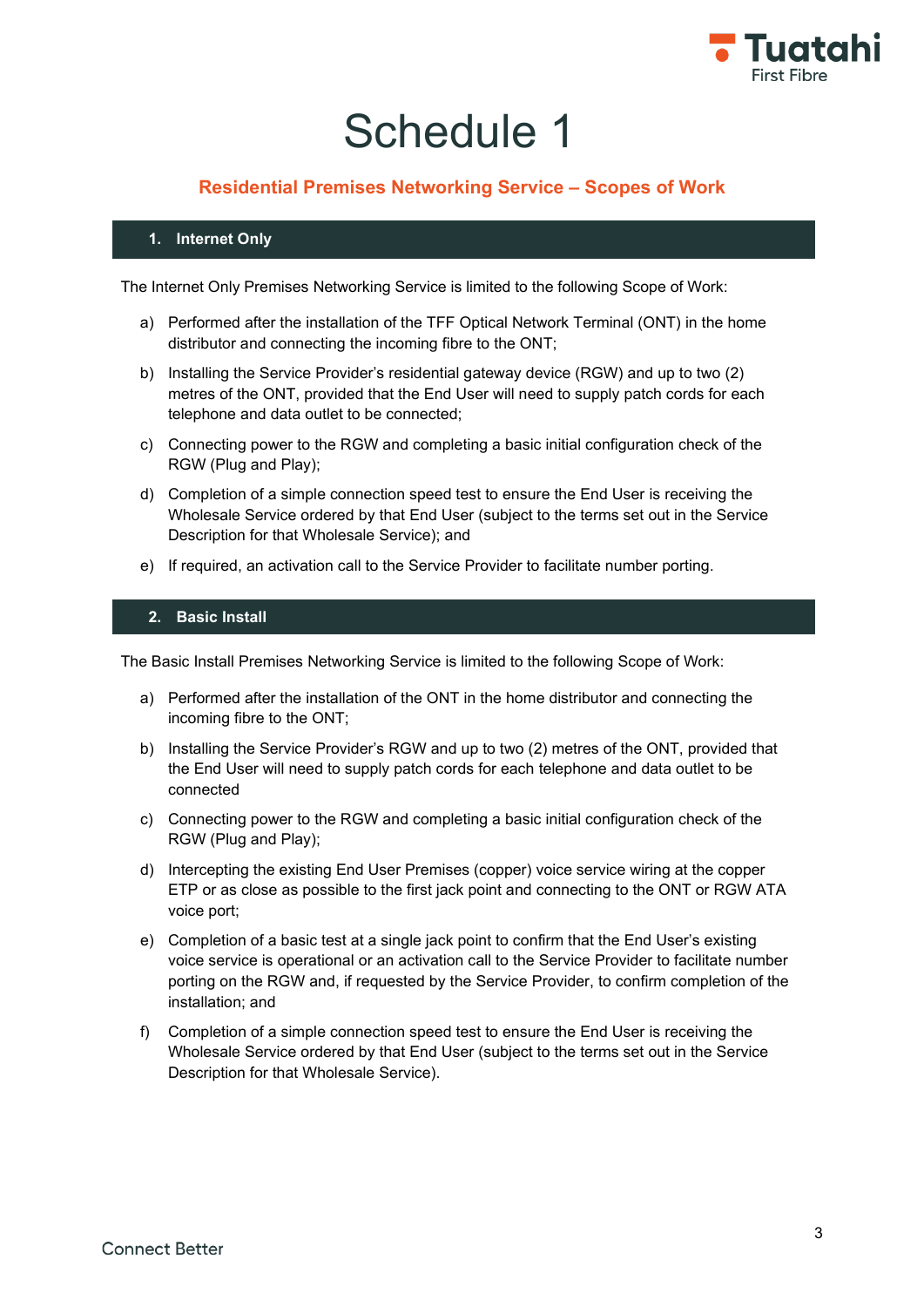# Schedule 1

## Residential Premises Networking Service – Scopes of Work

### 1. Internet Only

The Internet Only Premises Networking Service is limited to the following Scope of Work:

a) Performed after the installation of the TFF Optical Network Terminal (ONT) in the home distributor and connecting the incoming fibre to the ONT;

b) Installing the Service Provider's residential gateway device (RGW) and up to two (2) metres of the ONT, provided that the End User will need to supply patch cords for each telephone and data outlet to be connected;

c) Connecting power to the RGW and completing a basic initial configuration check of the RGW (Plug and Play);

d) Completion of a simple connection speed test to ensure the End User is receiving the Wholesale Service ordered by that End User (subject to the terms set out in the Service Description for that Wholesale Service); and

e) If required, an activation call to the Service Provider to facilitate number porting.

### 2. Basic Install

The Basic Install Premises Networking Service is limited to the following Scope of Work:

a) Performed after the installation of the ONT in the home distributor and connecting the incoming fibre to the ONT;

b) Installing the Service Provider's RGW and up to two (2) metres of the ONT, provided that the End User will need to supply patch cords for each telephone and data outlet to be connected

c) Connecting power to the RGW and completing a basic initial configuration check of the RGW (Plug and Play);

d) Intercepting the existing End User Premises (copper) voice service wiring at the copper ETP or as close as possible to the first jack point and connecting to the ONT or RGW ATA voice port;

e) Completion of a basic test at a single jack point to confirm that the End User's existing voice service is operational or an activation call to the Service Provider to facilitate number porting on the RGW and, if requested by the Service Provider, to confirm completion of the installation; and

f) Completion of a simple connection speed test to ensure the End User is receiving the Wholesale Service ordered by that End User (subject to the terms set out in the Service Description for that Wholesale Service).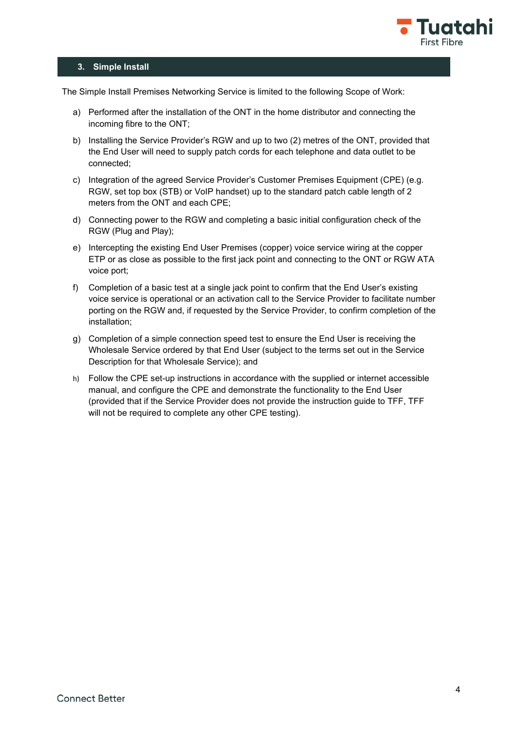## 3. Simple Install

The Simple Install Premises Networking Service is limited to the following Scope of Work:

a) Performed after the installation of the ONT in the home distributor and connecting the incoming fibre to the ONT;

b) Installing the Service Provider's RGW and up to two (2) metres of the ONT, provided that the End User will need to supply patch cords for each telephone and data outlet to be connected;

c) Integration of the agreed Service Provider's Customer Premises Equipment (CPE) (e.g. RGW, set top box (STB) or VoIP handset) up to the standard patch cable length of 2 meters from the ONT and each CPE;

d) Connecting power to the RGW and completing a basic initial configuration check of the RGW (Plug and Play);

e) Intercepting the existing End User Premises (copper) voice service wiring at the copper ETP or as close as possible to the first jack point and connecting to the ONT or RGW ATA voice port;

f) Completion of a basic test at a single jack point to confirm that the End User's existing voice service is operational or an activation call to the Service Provider to facilitate number porting on the RGW and, if requested by the Service Provider, to confirm completion of the installation;

g) Completion of a simple connection speed test to ensure the End User is receiving the Wholesale Service ordered by that End User (subject to the terms set out in the Service Description for that Wholesale Service); and

h) Follow the CPE set-up instructions in accordance with the supplied or internet accessible manual, and configure the CPE and demonstrate the functionality to the End User (provided that if the Service Provider does not provide the instruction guide to TFF, TFF will not be required to complete any other CPE testing).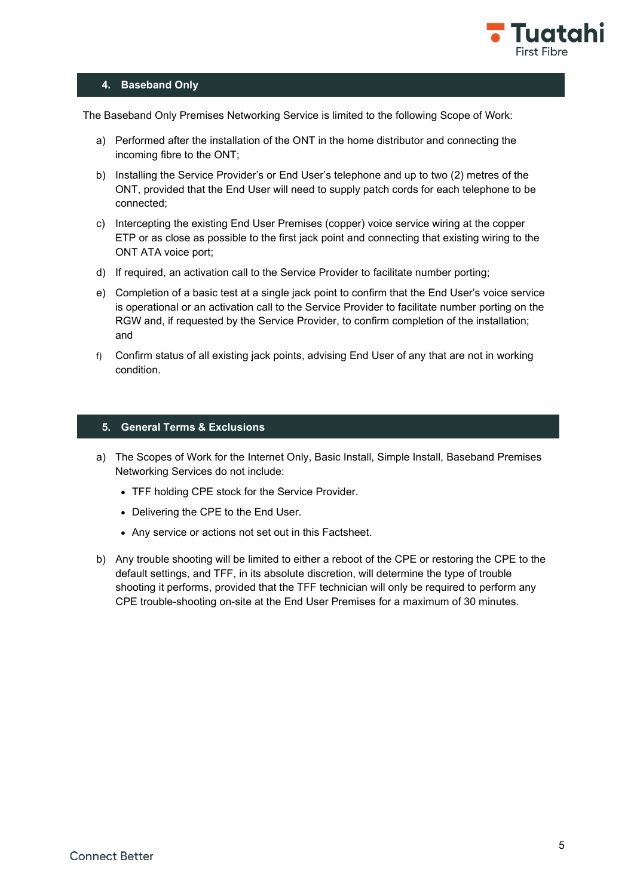## 4. Baseband Only

The Baseband Only Premises Networking Service is limited to the following Scope of Work:

a) Performed after the installation of the ONT in the home distributor and connecting the incoming fibre to the ONT;

b) Installing the Service Provider's or End User's telephone and up to two (2) metres of the ONT, provided that the End User will need to supply patch cords for each telephone to be connected;

c) Intercepting the existing End User Premises (copper) voice service wiring at the copper ETP or as close as possible to the first jack point and connecting that existing wiring to the ONT ATA voice port;

d) If required, an activation call to the Service Provider to facilitate number porting;

e) Completion of a basic test at a single jack point to confirm that the End User's voice service is operational or an activation call to the Service Provider to facilitate number porting on the RGW and, if requested by the Service Provider, to confirm completion of the installation; and

f) Confirm status of all existing jack points, advising End User of any that are not in working condition.

## 5. General Terms & Exclusions

a) The Scopes of Work for the Internet Only, Basic Install, Simple Install, Baseband Premises Networking Services do not include:

- TFF holding CPE stock for the Service Provider.
- Delivering the CPE to the End User.
- Any service or actions not set out in this Factsheet.

b) Any trouble shooting will be limited to either a reboot of the CPE or restoring the CPE to the default settings, and TFF, in its absolute discretion, will determine the type of trouble shooting it performs, provided that the TFF technician will only be required to perform any CPE trouble-shooting on-site at the End User Premises for a maximum of 30 minutes.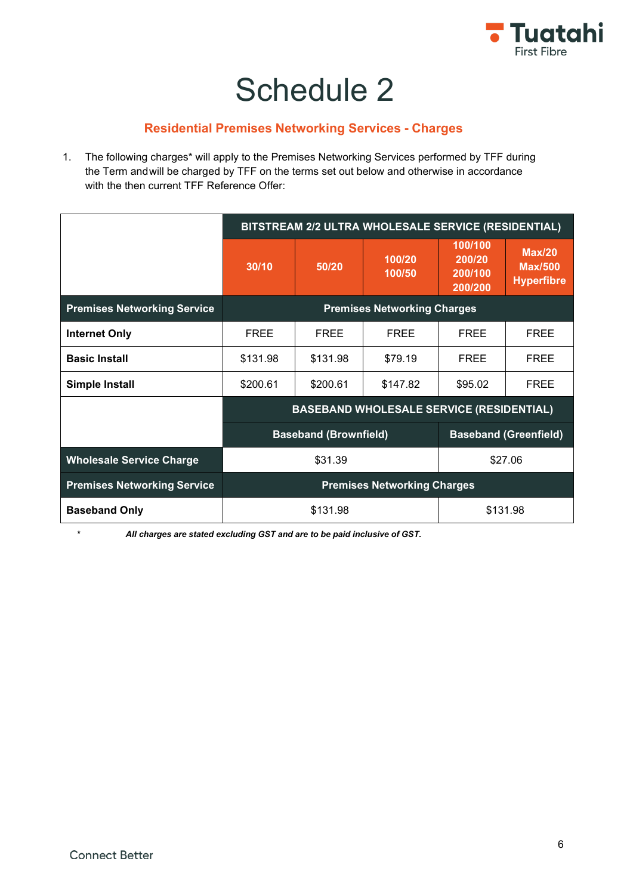# Schedule 2

## Residential Premises Networking Services - Charges

1. The following charges* will apply to the Premises Networking Services performed by TFF during the Term and will be charged by TFF on the terms set out below and otherwise in accordance with the then current TFF Reference Offer:

| | BITSTREAM 2/2 ULTRA WHOLESALE SERVICE (RESIDENTIAL) | | | | |
|---|---|---|---|---|---|
| | 30/10 | 50/20 | 100/20 100/50 | 100/100 200/20 200/100 200/200 | Max/20 Max/500 Hyperfibre |
| **Premises Networking Service** | **Premises Networking Charges** | | | | |
| **Internet Only** | FREE | FREE | FREE | FREE | FREE |
| **Basic Install** | $131.98 | $131.98 | $79.19 | FREE | FREE |
| **Simple Install** | $200.61 | $200.61 | $147.82 | $95.02 | FREE |
| | **BASEBAND WHOLESALE SERVICE (RESIDENTIAL)** | | | | |
| | **Baseband (Brownfield)** | | | **Baseband (Greenfield)** | |
| **Wholesale Service Charge** | $31.39 | | | $27.06 | |
| **Premises Networking Service** | **Premises Networking Charges** | | | | |
| **Baseband Only** | $131.98 | | | $131.98 | |

\* *All charges are stated excluding GST and are to be paid inclusive of GST.*

Connect Better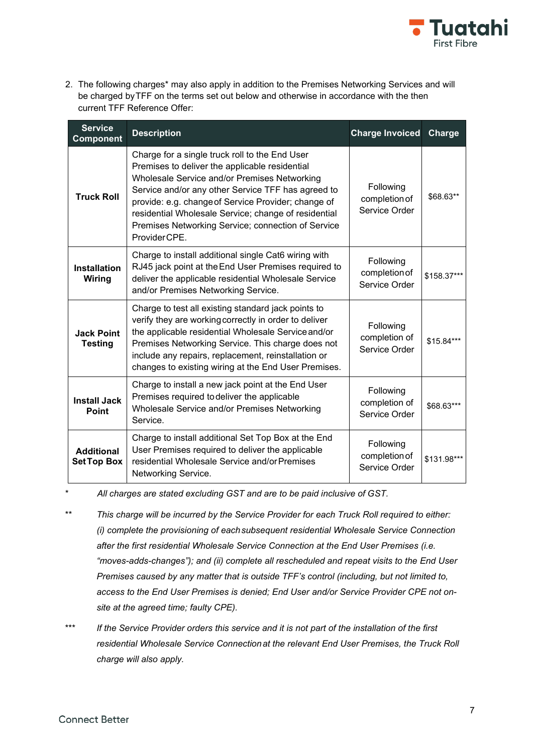2. The following charges* may also apply in addition to the Premises Networking Services and will be charged by TFF on the terms set out below and otherwise in accordance with the then current TFF Reference Offer:

| Service Component | Description | Charge Invoiced | Charge |
|---|---|---|---|
| **Truck Roll** | Charge for a single truck roll to the End User Premises to deliver the applicable residential Wholesale Service and/or Premises Networking Service and/or any other Service TFF has agreed to provide: e.g. change of Service Provider; change of residential Wholesale Service; change of residential Premises Networking Service; connection of Service Provider CPE. | Following completion of Service Order | $68.63** |
| **Installation Wiring** | Charge to install additional single Cat6 wiring with RJ45 jack point at the End User Premises required to deliver the applicable residential Wholesale Service and/or Premises Networking Service. | Following completion of Service Order | $158.37*** |
| **Jack Point Testing** | Charge to test all existing standard jack points to verify they are working correctly in order to deliver the applicable residential Wholesale Service and/or Premises Networking Service. This charge does not include any repairs, replacement, reinstallation or changes to existing wiring at the End User Premises. | Following completion of Service Order | $15.84*** |
| **Install Jack Point** | Charge to install a new jack point at the End User Premises required to deliver the applicable Wholesale Service and/or Premises Networking Service. | Following completion of Service Order | $68.63*** |
| **Additional Set Top Box** | Charge to install additional Set Top Box at the End User Premises required to deliver the applicable residential Wholesale Service and/or Premises Networking Service. | Following completion of Service Order | $131.98*** |

\* *All charges are stated excluding GST and are to be paid inclusive of GST.*

\*\* *This charge will be incurred by the Service Provider for each Truck Roll required to either: (i) complete the provisioning of each subsequent residential Wholesale Service Connection after the first residential Wholesale Service Connection at the End User Premises (i.e. "moves-adds-changes"); and (ii) complete all rescheduled and repeat visits to the End User Premises caused by any matter that is outside TFF's control (including, but not limited to, access to the End User Premises is denied; End User and/or Service Provider CPE not on-site at the agreed time; faulty CPE).*

\*\*\* *If the Service Provider orders this service and it is not part of the installation of the first residential Wholesale Service Connection at the relevant End User Premises, the Truck Roll charge will also apply.*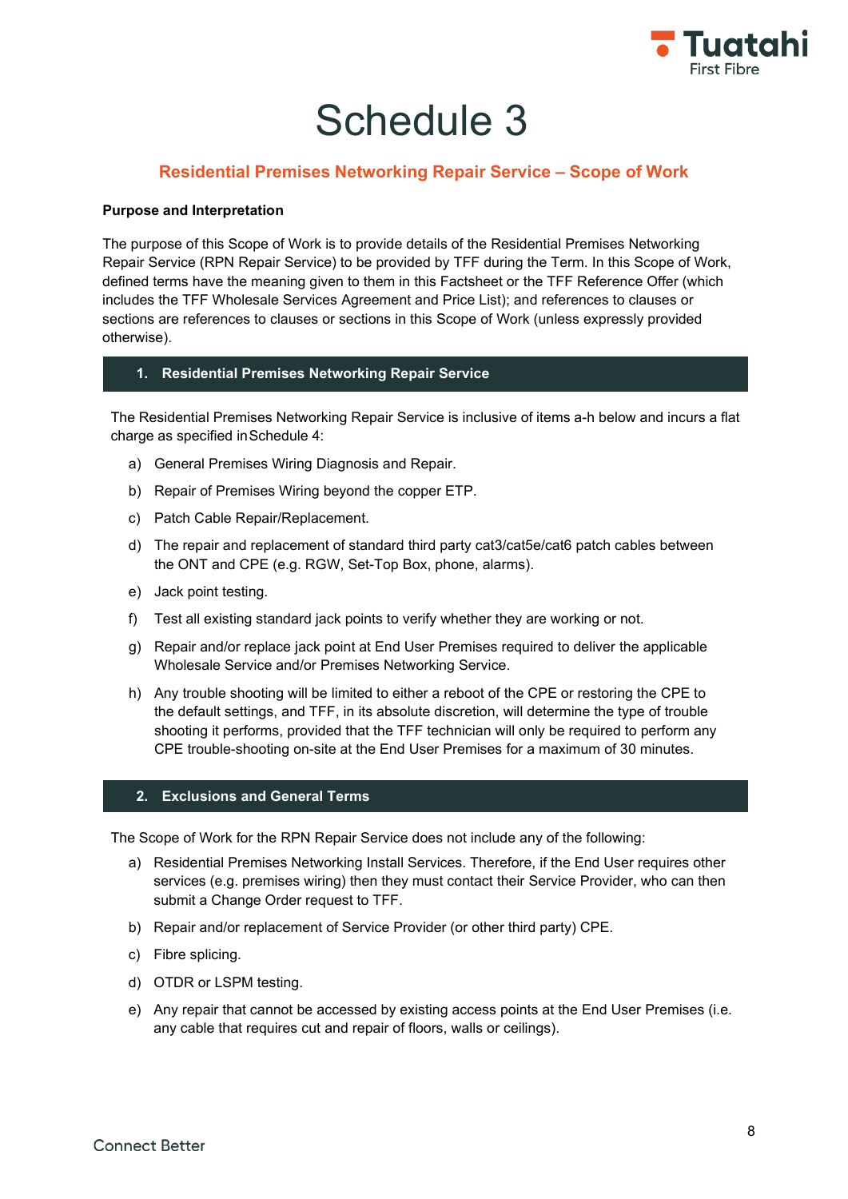# Schedule 3

## Residential Premises Networking Repair Service – Scope of Work

**Purpose and Interpretation**

The purpose of this Scope of Work is to provide details of the Residential Premises Networking Repair Service (RPN Repair Service) to be provided by TFF during the Term. In this Scope of Work, defined terms have the meaning given to them in this Factsheet or the TFF Reference Offer (which includes the TFF Wholesale Services Agreement and Price List); and references to clauses or sections are references to clauses or sections in this Scope of Work (unless expressly provided otherwise).

### 1. Residential Premises Networking Repair Service

The Residential Premises Networking Repair Service is inclusive of items a-h below and incurs a flat charge as specified in Schedule 4:

a) General Premises Wiring Diagnosis and Repair.

b) Repair of Premises Wiring beyond the copper ETP.

c) Patch Cable Repair/Replacement.

d) The repair and replacement of standard third party cat3/cat5e/cat6 patch cables between the ONT and CPE (e.g. RGW, Set-Top Box, phone, alarms).

e) Jack point testing.

f) Test all existing standard jack points to verify whether they are working or not.

g) Repair and/or replace jack point at End User Premises required to deliver the applicable Wholesale Service and/or Premises Networking Service.

h) Any trouble shooting will be limited to either a reboot of the CPE or restoring the CPE to the default settings, and TFF, in its absolute discretion, will determine the type of trouble shooting it performs, provided that the TFF technician will only be required to perform any CPE trouble-shooting on-site at the End User Premises for a maximum of 30 minutes.

### 2. Exclusions and General Terms

The Scope of Work for the RPN Repair Service does not include any of the following:

a) Residential Premises Networking Install Services. Therefore, if the End User requires other services (e.g. premises wiring) then they must contact their Service Provider, who can then submit a Change Order request to TFF.

b) Repair and/or replacement of Service Provider (or other third party) CPE.

c) Fibre splicing.

d) OTDR or LSPM testing.

e) Any repair that cannot be accessed by existing access points at the End User Premises (i.e. any cable that requires cut and repair of floors, walls or ceilings).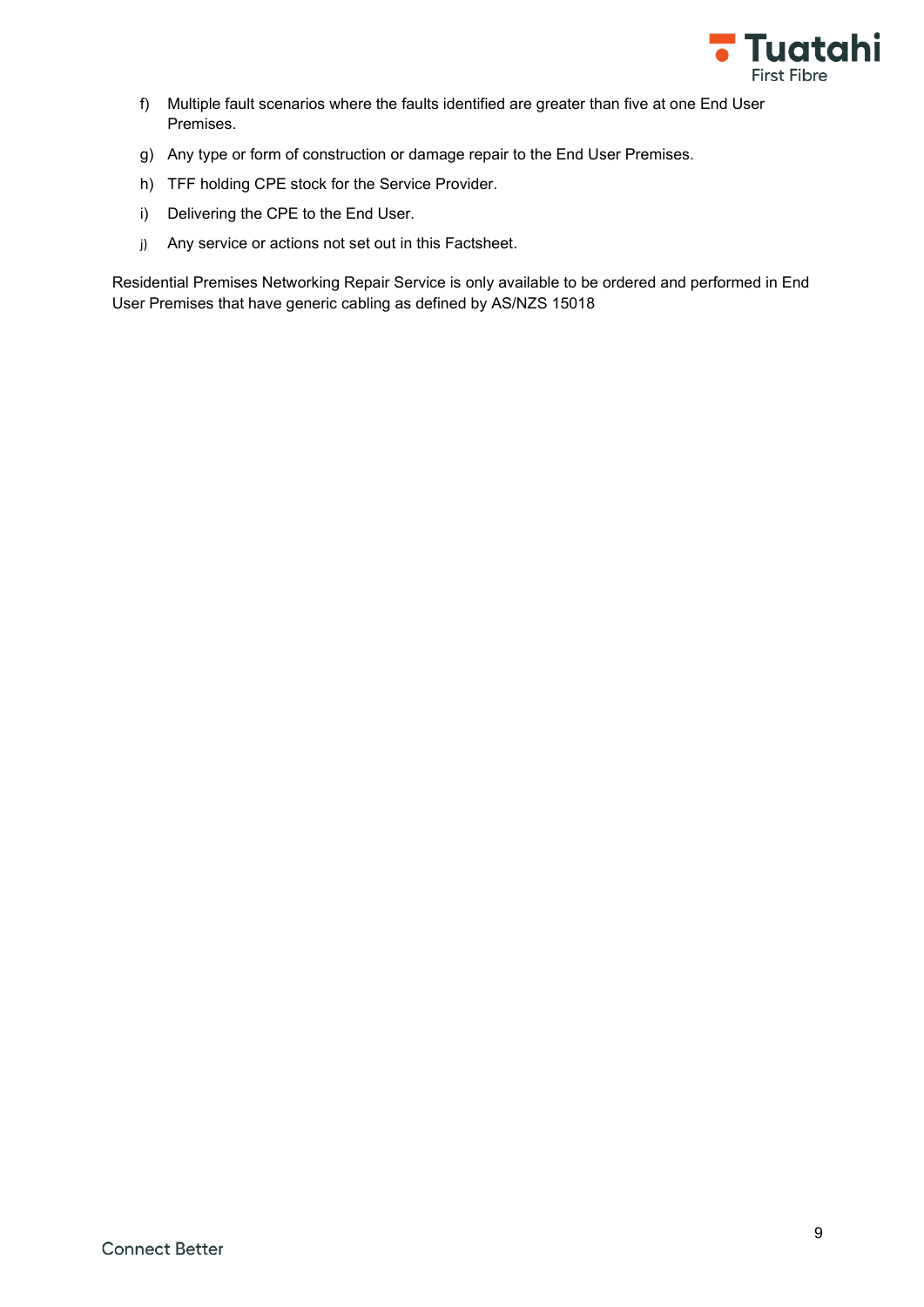f) Multiple fault scenarios where the faults identified are greater than five at one End User Premises.

g) Any type or form of construction or damage repair to the End User Premises.

h) TFF holding CPE stock for the Service Provider.

i) Delivering the CPE to the End User.

j) Any service or actions not set out in this Factsheet.

Residential Premises Networking Repair Service is only available to be ordered and performed in End User Premises that have generic cabling as defined by AS/NZS 15018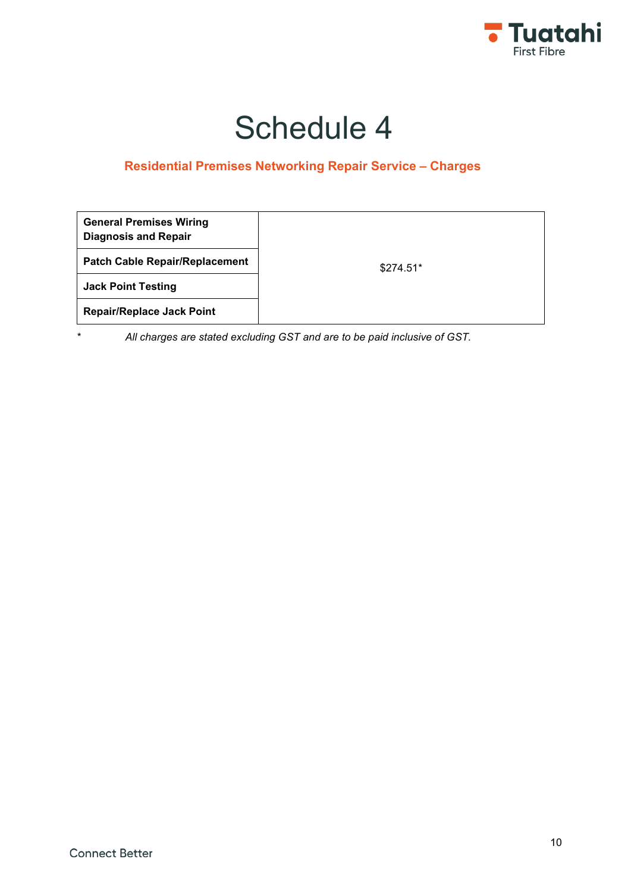# Schedule 4

## Residential Premises Networking Repair Service – Charges

| | |
|---|---|
| **General Premises Wiring Diagnosis and Repair** | $274.51* |
| **Patch Cable Repair/Replacement** | |
| **Jack Point Testing** | |
| **Repair/Replace Jack Point** | |

\* *All charges are stated excluding GST and are to be paid inclusive of GST.*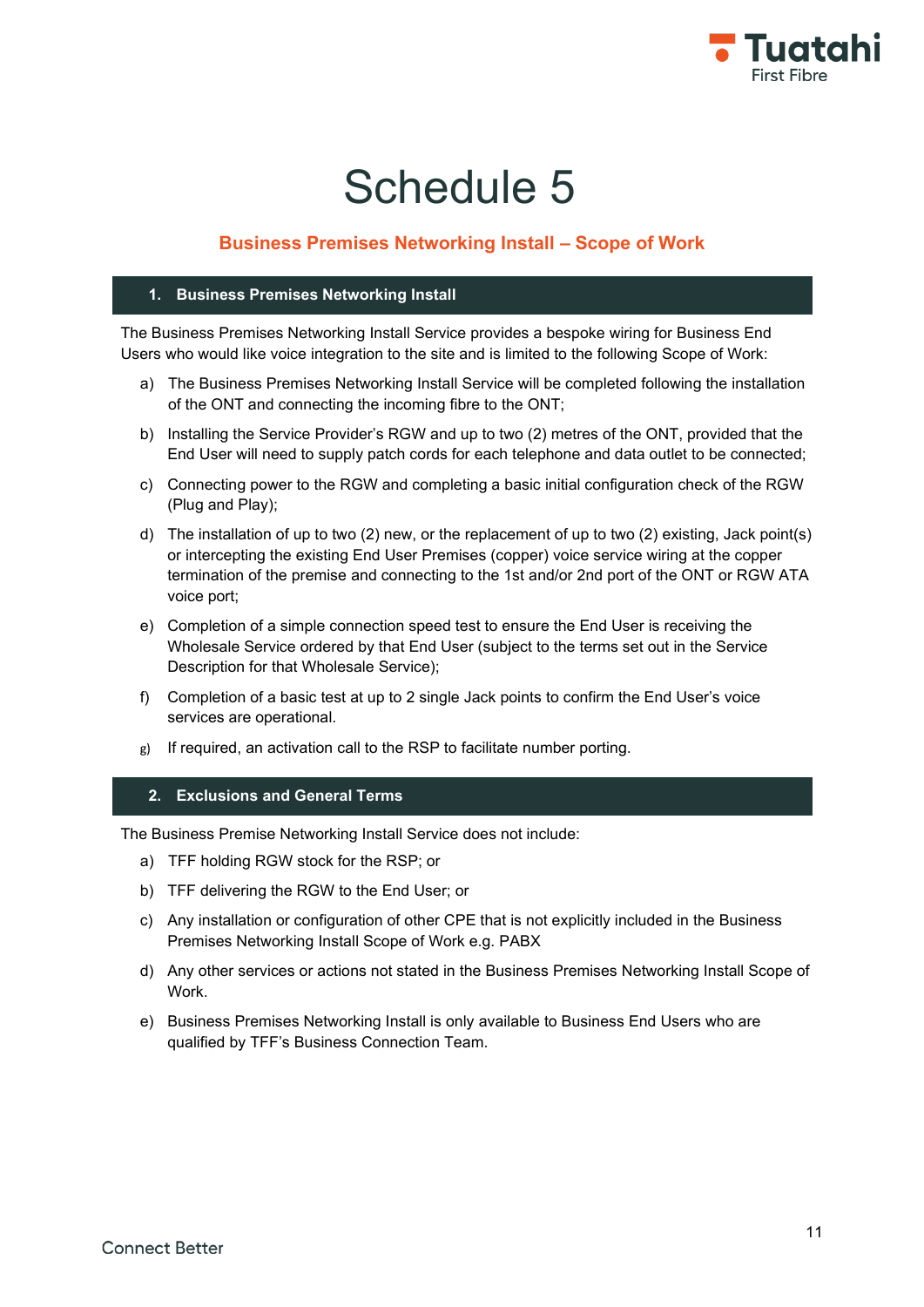# Schedule 5

## Business Premises Networking Install – Scope of Work

### 1. Business Premises Networking Install

The Business Premises Networking Install Service provides a bespoke wiring for Business End Users who would like voice integration to the site and is limited to the following Scope of Work:

a) The Business Premises Networking Install Service will be completed following the installation of the ONT and connecting the incoming fibre to the ONT;

b) Installing the Service Provider's RGW and up to two (2) metres of the ONT, provided that the End User will need to supply patch cords for each telephone and data outlet to be connected;

c) Connecting power to the RGW and completing a basic initial configuration check of the RGW (Plug and Play);

d) The installation of up to two (2) new, or the replacement of up to two (2) existing, Jack point(s) or intercepting the existing End User Premises (copper) voice service wiring at the copper termination of the premise and connecting to the 1st and/or 2nd port of the ONT or RGW ATA voice port;

e) Completion of a simple connection speed test to ensure the End User is receiving the Wholesale Service ordered by that End User (subject to the terms set out in the Service Description for that Wholesale Service);

f) Completion of a basic test at up to 2 single Jack points to confirm the End User's voice services are operational.

g) If required, an activation call to the RSP to facilitate number porting.

### 2. Exclusions and General Terms

The Business Premise Networking Install Service does not include:

a) TFF holding RGW stock for the RSP; or

b) TFF delivering the RGW to the End User; or

c) Any installation or configuration of other CPE that is not explicitly included in the Business Premises Networking Install Scope of Work e.g. PABX

d) Any other services or actions not stated in the Business Premises Networking Install Scope of Work.

e) Business Premises Networking Install is only available to Business End Users who are qualified by TFF's Business Connection Team.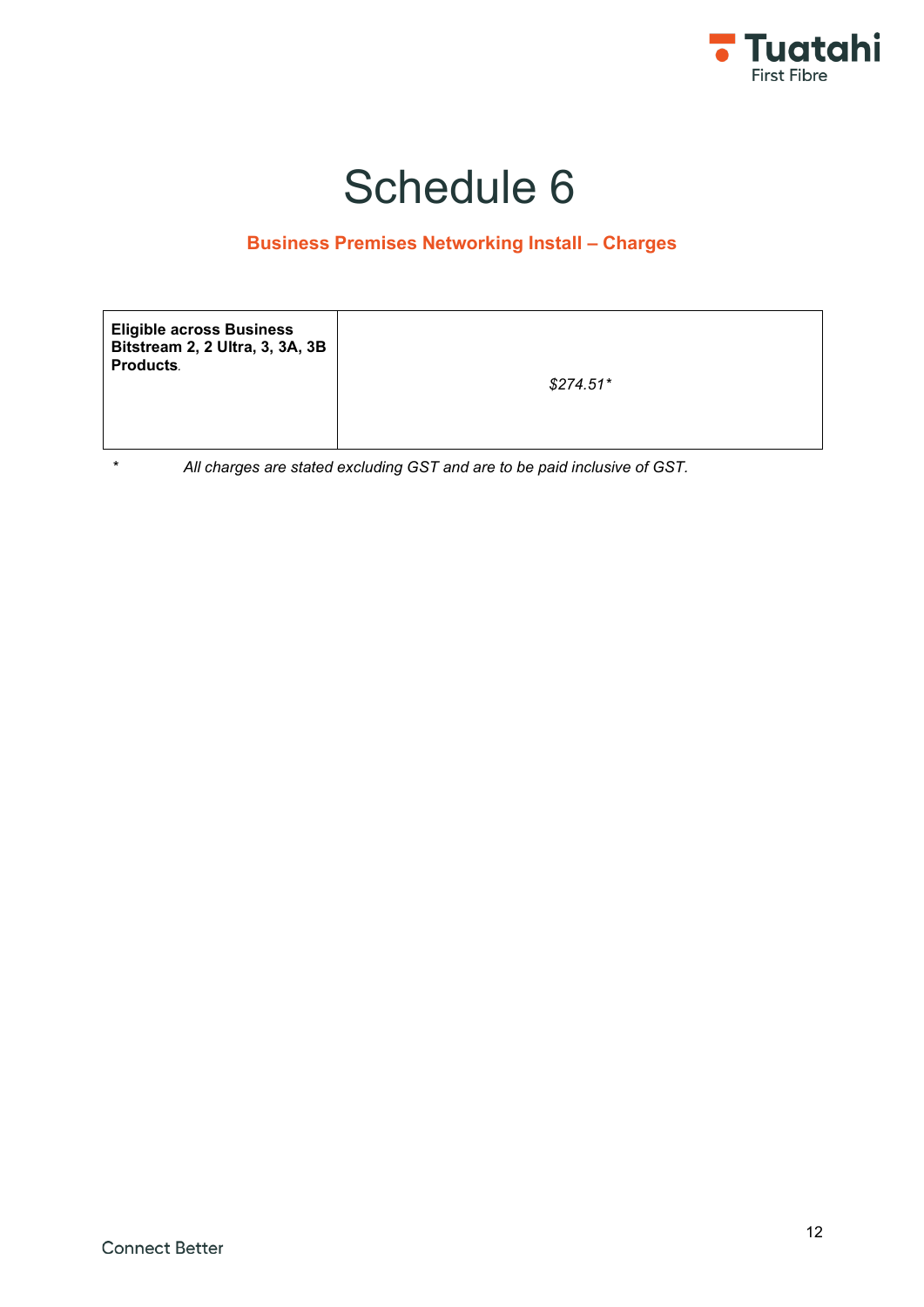# Schedule 6

## Business Premises Networking Install – Charges

| | |
|---|---|
| **Eligible across Business Bitstream 2, 2 Ultra, 3, 3A, 3B Products**. | *$274.51** |

* *All charges are stated excluding GST and are to be paid inclusive of GST.*